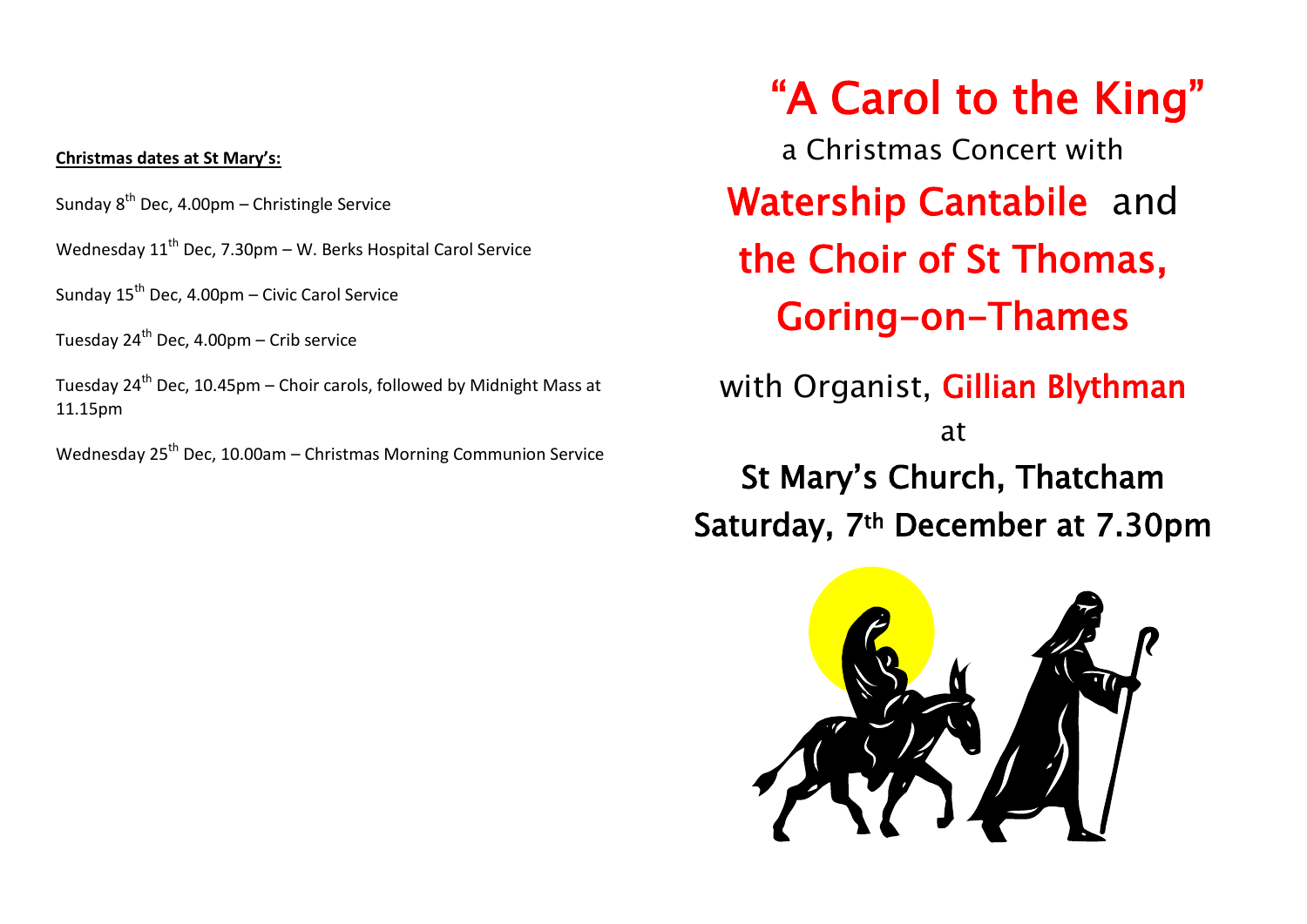**Christmas dates at St Mary's:**

Sunday 8th Dec, 4.00pm – Christingle Service

Wednesday 11th Dec, 7.30pm – W. Berks Hospital Carol Service

Sunday 15th Dec, 4.00pm – Civic Carol Service

Tuesday 24th Dec, 4.00pm – Crib service

Tuesday 24th Dec, 10.45pm – Choir carols, followed by Midnight Mass at 11.15pm

Wednesday 25th Dec, 10.00am – Christmas Morning Communion Service

# "A Carol to the King"

a Christmas Concert with

## Watership Cantabile and the Choir of St Thomas, Goring-on-Thames

with Organist, **Gillian Blythman**

at

## St Mary's Church, Thatcham
## Saturday, 7th December at 7.30pm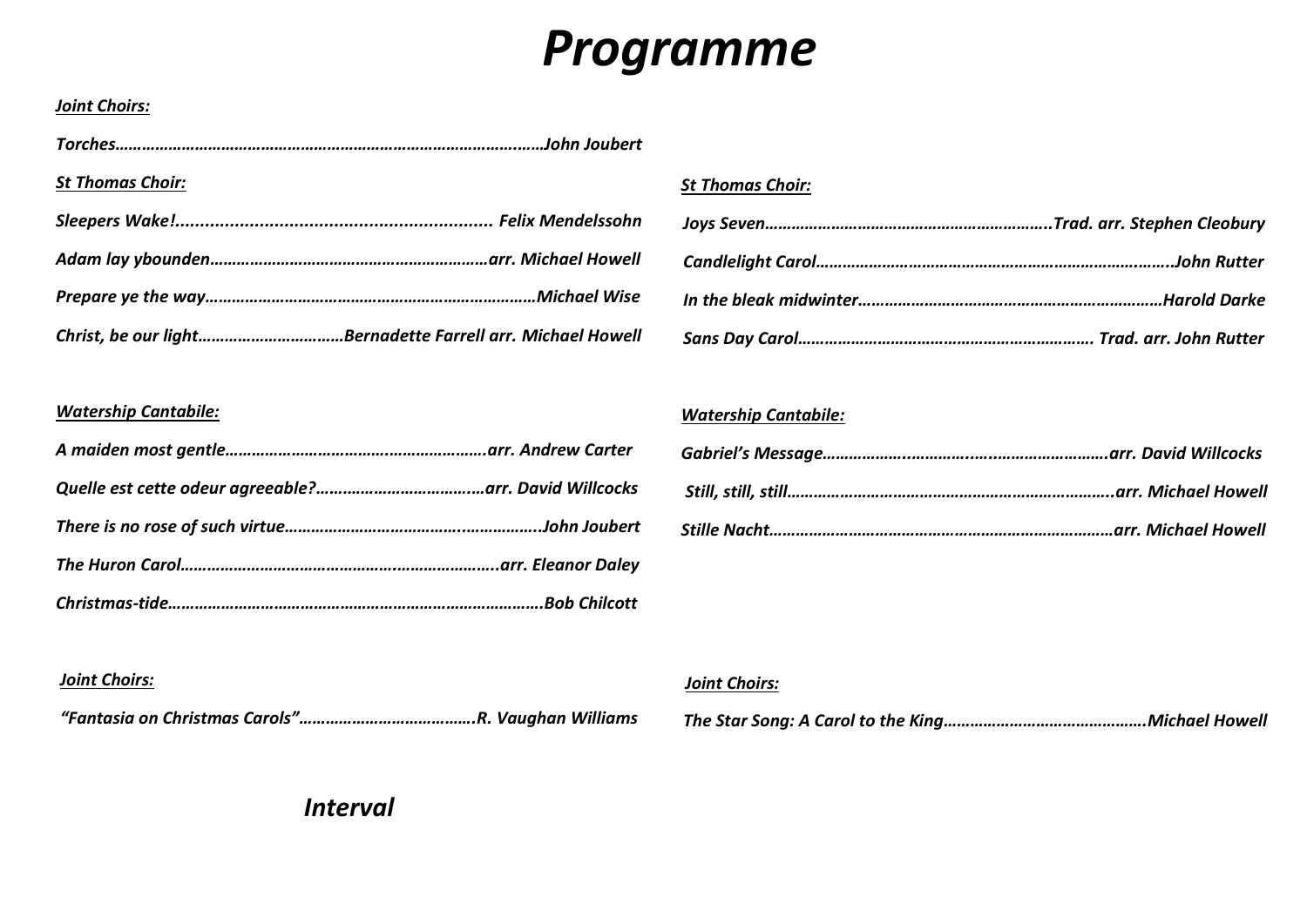# *Programme*

***Joint Choirs:***

***Torches…………………………………………………………………………………John Joubert***

***St Thomas Choir:***

***Sleepers Wake!............................................................... Felix Mendelssohn***

***Adam lay ybounden………………………………………………………arr. Michael Howell***

***Prepare ye the way…………………………………………………………………Michael Wise***

***Christ, be our light……………………………Bernadette Farrell arr. Michael Howell***

***Watership Cantabile:***

***A maiden most gentle…………………………………………………arr. Andrew Carter***

***Quelle est cette odeur agreeable?……………………………….arr. David Willcocks***

***There is no rose of such virtue…………………………………………………John Joubert***

***The Huron Carol……………………………………………………………arr. Eleanor Daley***

***Christmas-tide……………………………………………………………………Bob Chilcott***

***Joint Choirs:***

***"Fantasia on Christmas Carols"………………………………….R. Vaughan Williams***

## ***Interval***

***St Thomas Choir:***

***Joys Seven………………………………………………………..Trad. arr. Stephen Cleobury***

***Candlelight Carol……………………………………………………………………..John Rutter***

***In the bleak midwinter……………………………………………………………Harold Darke***

***Sans Day Carol…………………………………………………………. Trad. arr. John Rutter***

***Watership Cantabile:***

***Gabriel's Message………………………………………………………..arr. David Willcocks***

***Still, still, still…………………………………………………………………..arr. Michael Howell***

***Stille Nacht……………………………………………………………………arr. Michael Howell***

***Joint Choirs:***

***The Star Song: A Carol to the King……………………………………….Michael Howell***